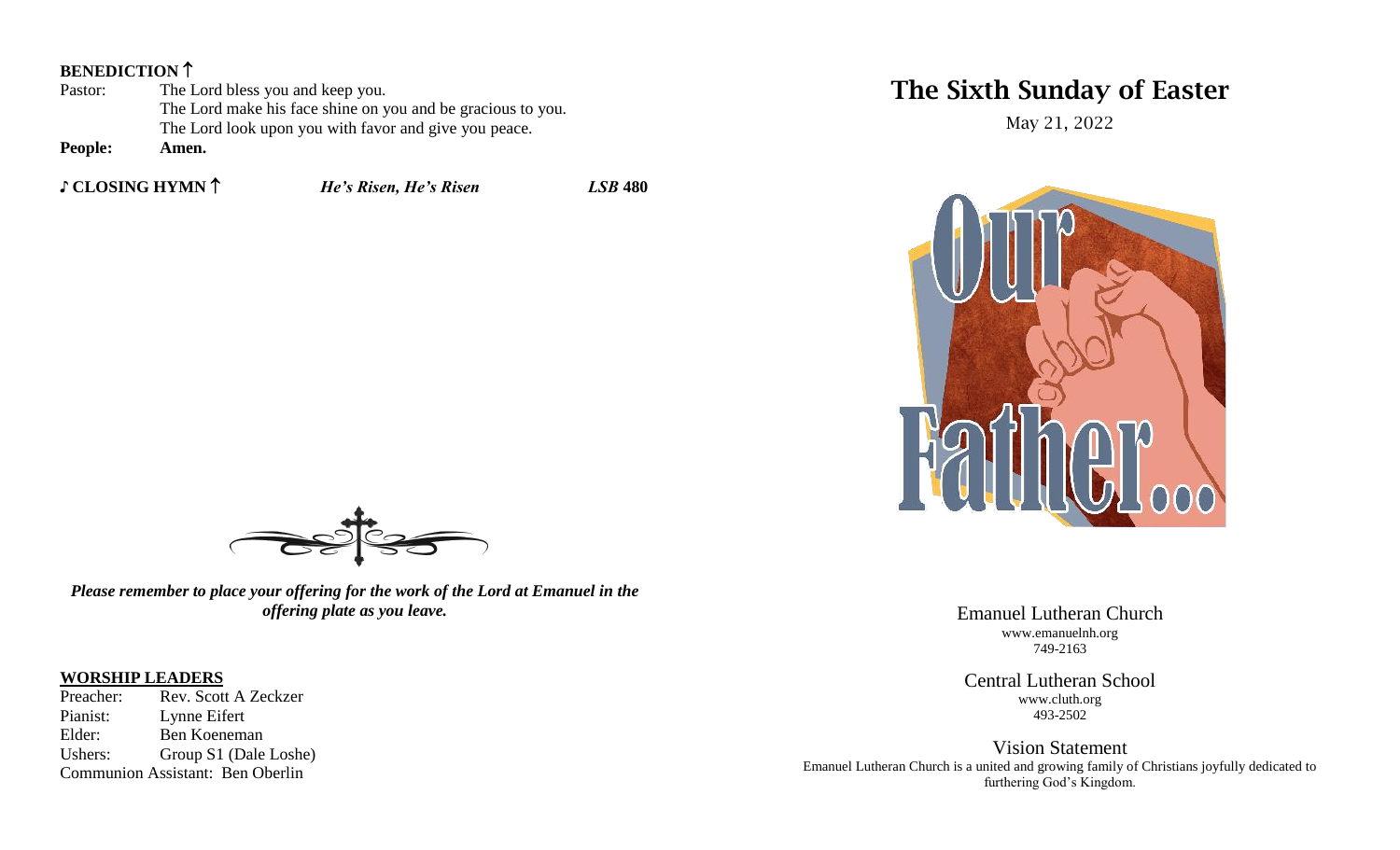**BENEDICTION ↑**

Pastor: The Lord bless you and keep you.
The Lord make his face shine on you and be gracious to you.
The Lord look upon you with favor and give you peace.

**People: Amen.**

**♪ CLOSING HYMN ↑** ***He's Risen, He's Risen*** ***LSB* 480**

***Please remember to place your offering for the work of the Lord at Emanuel in the offering plate as you leave.***

**WORSHIP LEADERS**

Preacher: Rev. Scott A Zeckzer
Pianist: Lynne Eifert
Elder: Ben Koeneman
Ushers: Group S1 (Dale Loshe)
Communion Assistant: Ben Oberlin

# The Sixth Sunday of Easter

May 21, 2022

Our Father...

Emanuel Lutheran Church
www.emanuelnh.org
749-2163

Central Lutheran School
www.cluth.org
493-2502

Vision Statement
Emanuel Lutheran Church is a united and growing family of Christians joyfully dedicated to furthering God's Kingdom.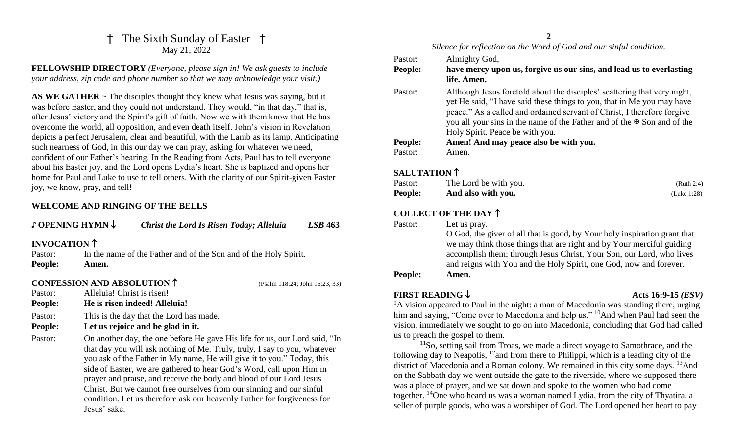# † The Sixth Sunday of Easter †

May 21, 2022

**FELLOWSHIP DIRECTORY** *(Everyone, please sign in! We ask guests to include your address, zip code and phone number so that we may acknowledge your visit.)*

**AS WE GATHER** ~ The disciples thought they knew what Jesus was saying, but it was before Easter, and they could not understand. They would, "in that day," that is, after Jesus' victory and the Spirit's gift of faith. Now we with them know that He has overcome the world, all opposition, and even death itself. John's vision in Revelation depicts a perfect Jerusalem, clear and beautiful, with the Lamb as its lamp. Anticipating such nearness of God, in this our day we can pray, asking for whatever we need, confident of our Father's hearing. In the Reading from Acts, Paul has to tell everyone about his Easter joy, and the Lord opens Lydia's heart. She is baptized and opens her home for Paul and Luke to use to tell others. With the clarity of our Spirit-given Easter joy, we know, pray, and tell!

**WELCOME AND RINGING OF THE BELLS**

**♪ OPENING HYMN ↓** *Christ the Lord Is Risen Today; Alleluia* ***LSB* 463**

**INVOCATION ↑**

Pastor: In the name of the Father and of the Son and of the Holy Spirit.
**People: Amen.**

**CONFESSION AND ABSOLUTION ↑** (Psalm 118:24; John 16:23, 33)

Pastor: Alleluia! Christ is risen!
**People: He is risen indeed! Alleluia!**

Pastor: This is the day that the Lord has made.
**People: Let us rejoice and be glad in it.**

Pastor: On another day, the one before He gave His life for us, our Lord said, "In that day you will ask nothing of Me. Truly, truly, I say to you, whatever you ask of the Father in My name, He will give it to you." Today, this side of Easter, we are gathered to hear God's Word, call upon Him in prayer and praise, and receive the body and blood of our Lord Jesus Christ. But we cannot free ourselves from our sinning and our sinful condition. Let us therefore ask our heavenly Father for forgiveness for Jesus' sake.

*Silence for reflection on the Word of God and our sinful condition.*

Pastor: Almighty God,
**People: have mercy upon us, forgive us our sins, and lead us to everlasting life. Amen.**

Pastor: Although Jesus foretold about the disciples' scattering that very night, yet He said, "I have said these things to you, that in Me you may have peace." As a called and ordained servant of Christ, I therefore forgive you all your sins in the name of the Father and of the ✠ Son and of the Holy Spirit. Peace be with you.
**People: Amen! And may peace also be with you.**
Pastor: Amen.

**SALUTATION ↑**

Pastor: The Lord be with you. (Ruth 2:4)
**People: And also with you.** (Luke 1:28)

**COLLECT OF THE DAY ↑**

Pastor: Let us pray.
O God, the giver of all that is good, by Your holy inspiration grant that we may think those things that are right and by Your merciful guiding accomplish them; through Jesus Christ, Your Son, our Lord, who lives and reigns with You and the Holy Spirit, one God, now and forever.
**People: Amen.**

**FIRST READING ↓** **Acts 16:9-15 *(ESV)***

[9]A vision appeared to Paul in the night: a man of Macedonia was standing there, urging him and saying, "Come over to Macedonia and help us." [10]And when Paul had seen the vision, immediately we sought to go on into Macedonia, concluding that God had called us to preach the gospel to them.

[11]So, setting sail from Troas, we made a direct voyage to Samothrace, and the following day to Neapolis, [12]and from there to Philippi, which is a leading city of the district of Macedonia and a Roman colony. We remained in this city some days. [13]And on the Sabbath day we went outside the gate to the riverside, where we supposed there was a place of prayer, and we sat down and spoke to the women who had come together. [14]One who heard us was a woman named Lydia, from the city of Thyatira, a seller of purple goods, who was a worshiper of God. The Lord opened her heart to pay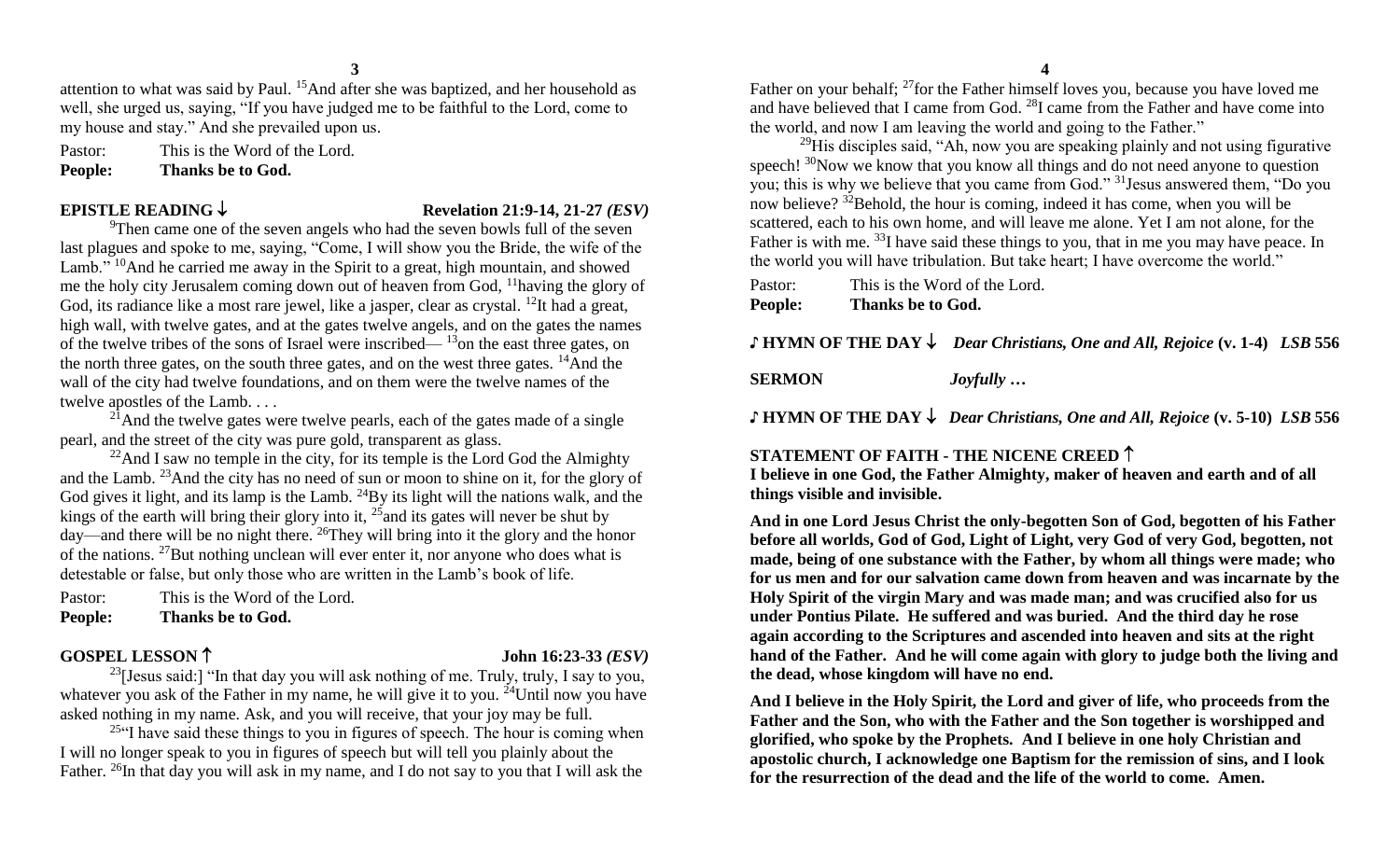attention to what was said by Paul. [15]And after she was baptized, and her household as well, she urged us, saying, "If you have judged me to be faithful to the Lord, come to my house and stay." And she prevailed upon us.

Pastor: This is the Word of the Lord.
**People: Thanks be to God.**

**EPISTLE READING ↓ Revelation 21:9-14, 21-27 *(ESV)***

[9]Then came one of the seven angels who had the seven bowls full of the seven last plagues and spoke to me, saying, "Come, I will show you the Bride, the wife of the Lamb." [10]And he carried me away in the Spirit to a great, high mountain, and showed me the holy city Jerusalem coming down out of heaven from God, [11]having the glory of God, its radiance like a most rare jewel, like a jasper, clear as crystal. [12]It had a great, high wall, with twelve gates, and at the gates twelve angels, and on the gates the names of the twelve tribes of the sons of Israel were inscribed— [13]on the east three gates, on the north three gates, on the south three gates, and on the west three gates. [14]And the wall of the city had twelve foundations, and on them were the twelve names of the twelve apostles of the Lamb. . . .

[21]And the twelve gates were twelve pearls, each of the gates made of a single pearl, and the street of the city was pure gold, transparent as glass.

[22]And I saw no temple in the city, for its temple is the Lord God the Almighty and the Lamb. [23]And the city has no need of sun or moon to shine on it, for the glory of God gives it light, and its lamp is the Lamb. [24]By its light will the nations walk, and the kings of the earth will bring their glory into it, [25]and its gates will never be shut by day—and there will be no night there. [26]They will bring into it the glory and the honor of the nations. [27]But nothing unclean will ever enter it, nor anyone who does what is detestable or false, but only those who are written in the Lamb's book of life.

Pastor: This is the Word of the Lord.
**People: Thanks be to God.**

**GOSPEL LESSON ↑ John 16:23-33 *(ESV)***

[23][Jesus said:] "In that day you will ask nothing of me. Truly, truly, I say to you, whatever you ask of the Father in my name, he will give it to you. [24]Until now you have asked nothing in my name. Ask, and you will receive, that your joy may be full.

[25]"I have said these things to you in figures of speech. The hour is coming when I will no longer speak to you in figures of speech but will tell you plainly about the Father. [26]In that day you will ask in my name, and I do not say to you that I will ask the Father on your behalf; [27]for the Father himself loves you, because you have loved me and have believed that I came from God. [28]I came from the Father and have come into the world, and now I am leaving the world and going to the Father."

[29]His disciples said, "Ah, now you are speaking plainly and not using figurative speech! [30]Now we know that you know all things and do not need anyone to question you; this is why we believe that you came from God." [31]Jesus answered them, "Do you now believe? [32]Behold, the hour is coming, indeed it has come, when you will be scattered, each to his own home, and will leave me alone. Yet I am not alone, for the Father is with me. [33]I have said these things to you, that in me you may have peace. In the world you will have tribulation. But take heart; I have overcome the world."

Pastor: This is the Word of the Lord.
**People: Thanks be to God.**

**♪ HYMN OF THE DAY ↓** ***Dear Christians, One and All, Rejoice* (v. 1-4) *LSB* 556**

**SERMON** *Joyfully …*

**♪ HYMN OF THE DAY ↓** ***Dear Christians, One and All, Rejoice* (v. 5-10) *LSB* 556**

**STATEMENT OF FAITH - THE NICENE CREED ↑**

**I believe in one God, the Father Almighty, maker of heaven and earth and of all things visible and invisible.**

**And in one Lord Jesus Christ the only-begotten Son of God, begotten of his Father before all worlds, God of God, Light of Light, very God of very God, begotten, not made, being of one substance with the Father, by whom all things were made; who for us men and for our salvation came down from heaven and was incarnate by the Holy Spirit of the virgin Mary and was made man; and was crucified also for us under Pontius Pilate. He suffered and was buried. And the third day he rose again according to the Scriptures and ascended into heaven and sits at the right hand of the Father. And he will come again with glory to judge both the living and the dead, whose kingdom will have no end.**

**And I believe in the Holy Spirit, the Lord and giver of life, who proceeds from the Father and the Son, who with the Father and the Son together is worshipped and glorified, who spoke by the Prophets. And I believe in one holy Christian and apostolic church, I acknowledge one Baptism for the remission of sins, and I look for the resurrection of the dead and the life of the world to come. Amen.**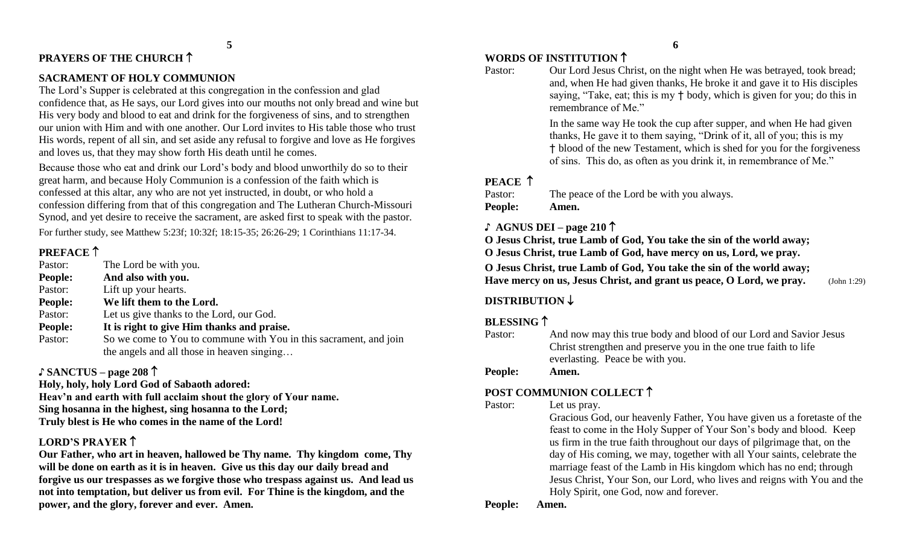## PRAYERS OF THE CHURCH ↑

## SACRAMENT OF HOLY COMMUNION

The Lord's Supper is celebrated at this congregation in the confession and glad confidence that, as He says, our Lord gives into our mouths not only bread and wine but His very body and blood to eat and drink for the forgiveness of sins, and to strengthen our union with Him and with one another. Our Lord invites to His table those who trust His words, repent of all sin, and set aside any refusal to forgive and love as He forgives and loves us, that they may show forth His death until he comes.

Because those who eat and drink our Lord's body and blood unworthily do so to their great harm, and because Holy Communion is a confession of the faith which is confessed at this altar, any who are not yet instructed, in doubt, or who hold a confession differing from that of this congregation and The Lutheran Church-Missouri Synod, and yet desire to receive the sacrament, are asked first to speak with the pastor.

For further study, see Matthew 5:23f; 10:32f; 18:15-35; 26:26-29; 1 Corinthians 11:17-34.

## PREFACE ↑

Pastor: The Lord be with you.
**People: And also with you.**
Pastor: Lift up your hearts.
**People: We lift them to the Lord.**
Pastor: Let us give thanks to the Lord, our God.
**People: It is right to give Him thanks and praise.**
Pastor: So we come to You to commune with You in this sacrament, and join the angels and all those in heaven singing…

## ♪ SANCTUS – page 208 ↑

**Holy, holy, holy Lord God of Sabaoth adored:**
**Heav'n and earth with full acclaim shout the glory of Your name.**
**Sing hosanna in the highest, sing hosanna to the Lord;**
**Truly blest is He who comes in the name of the Lord!**

## LORD'S PRAYER ↑

**Our Father, who art in heaven, hallowed be Thy name. Thy kingdom come, Thy will be done on earth as it is in heaven. Give us this day our daily bread and forgive us our trespasses as we forgive those who trespass against us. And lead us not into temptation, but deliver us from evil. For Thine is the kingdom, and the power, and the glory, forever and ever. Amen.**

## WORDS OF INSTITUTION ↑

Pastor: Our Lord Jesus Christ, on the night when He was betrayed, took bread; and, when He had given thanks, He broke it and gave it to His disciples saying, "Take, eat; this is my † body, which is given for you; do this in remembrance of Me."

In the same way He took the cup after supper, and when He had given thanks, He gave it to them saying, "Drink of it, all of you; this is my † blood of the new Testament, which is shed for you for the forgiveness of sins. This do, as often as you drink it, in remembrance of Me."

## PEACE ↑

Pastor: The peace of the Lord be with you always.
**People: Amen.**

## ♪ AGNUS DEI – page 210 ↑

**O Jesus Christ, true Lamb of God, You take the sin of the world away;**
**O Jesus Christ, true Lamb of God, have mercy on us, Lord, we pray.**

**O Jesus Christ, true Lamb of God, You take the sin of the world away;**
**Have mercy on us, Jesus Christ, and grant us peace, O Lord, we pray.** (John 1:29)

## DISTRIBUTION ↓

## BLESSING ↑

Pastor: And now may this true body and blood of our Lord and Savior Jesus Christ strengthen and preserve you in the one true faith to life everlasting. Peace be with you.
**People: Amen.**

## POST COMMUNION COLLECT ↑

Pastor: Let us pray.
Gracious God, our heavenly Father, You have given us a foretaste of the feast to come in the Holy Supper of Your Son's body and blood. Keep us firm in the true faith throughout our days of pilgrimage that, on the day of His coming, we may, together with all Your saints, celebrate the marriage feast of the Lamb in His kingdom which has no end; through Jesus Christ, Your Son, our Lord, who lives and reigns with You and the Holy Spirit, one God, now and forever.
**People: Amen.**